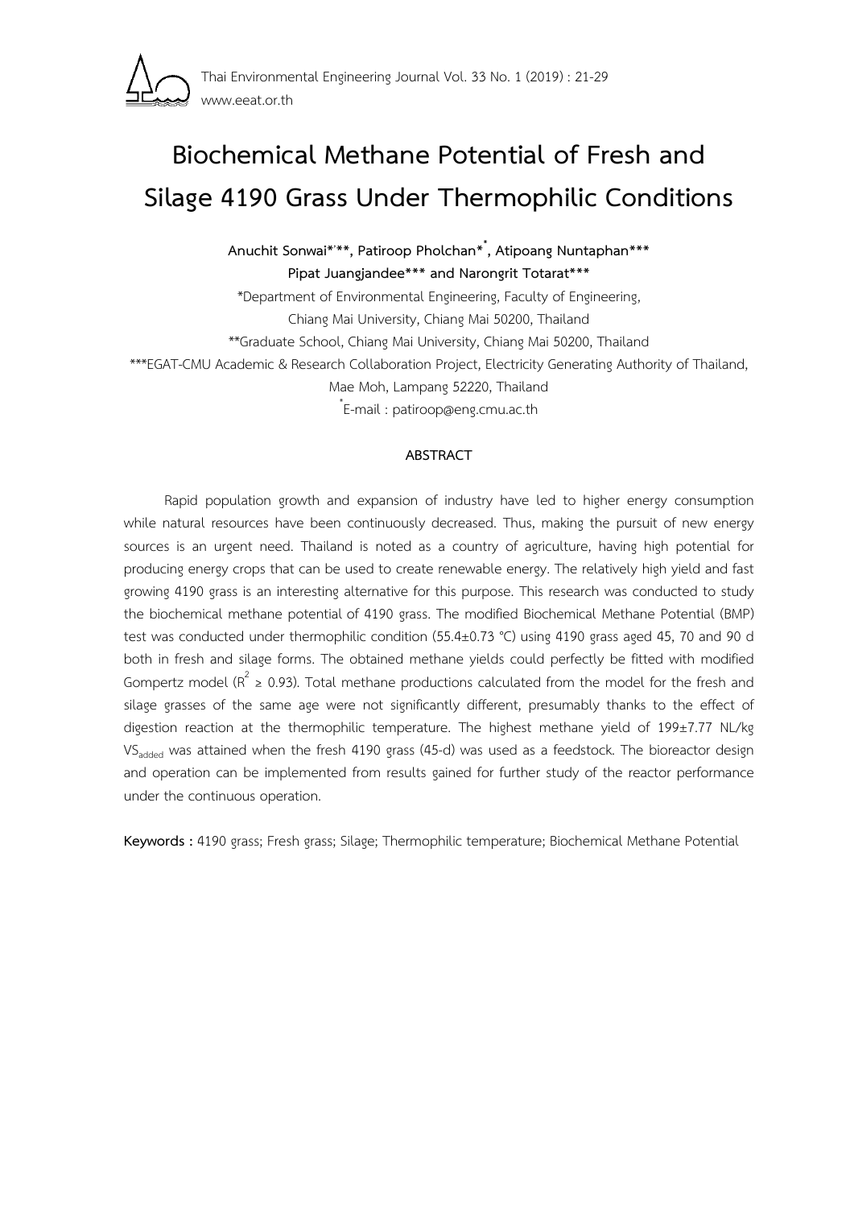# Biochemical Methane Potential of Fresh and Silage 4190 Grass Under Thermophilic Conditions

**Anuchit Sonwai\*,\*\*, Patiroop Pholchan\*[\*], Atipoang Nuntaphan\*\*\***
**Pipat Juangjandee\*\*\* and Narongrit Totarat\*\*\***

\*Department of Environmental Engineering, Faculty of Engineering, Chiang Mai University, Chiang Mai 50200, Thailand

\*\*Graduate School, Chiang Mai University, Chiang Mai 50200, Thailand

\*\*\*EGAT-CMU Academic & Research Collaboration Project, Electricity Generating Authority of Thailand, Mae Moh, Lampang 52220, Thailand

[\*]E-mail : patiroop@eng.cmu.ac.th

## ABSTRACT

Rapid population growth and expansion of industry have led to higher energy consumption while natural resources have been continuously decreased. Thus, making the pursuit of new energy sources is an urgent need. Thailand is noted as a country of agriculture, having high potential for producing energy crops that can be used to create renewable energy. The relatively high yield and fast growing 4190 grass is an interesting alternative for this purpose. This research was conducted to study the biochemical methane potential of 4190 grass. The modified Biochemical Methane Potential (BMP) test was conducted under thermophilic condition (55.4±0.73 °C) using 4190 grass aged 45, 70 and 90 d both in fresh and silage forms. The obtained methane yields could perfectly be fitted with modified Gompertz model ($R^2 \geq 0.93$). Total methane productions calculated from the model for the fresh and silage grasses of the same age were not significantly different, presumably thanks to the effect of digestion reaction at the thermophilic temperature. The highest methane yield of 199±7.77 NL/kg $VS_{added}$ was attained when the fresh 4190 grass (45-d) was used as a feedstock. The bioreactor design and operation can be implemented from results gained for further study of the reactor performance under the continuous operation.

**Keywords :** 4190 grass; Fresh grass; Silage; Thermophilic temperature; Biochemical Methane Potential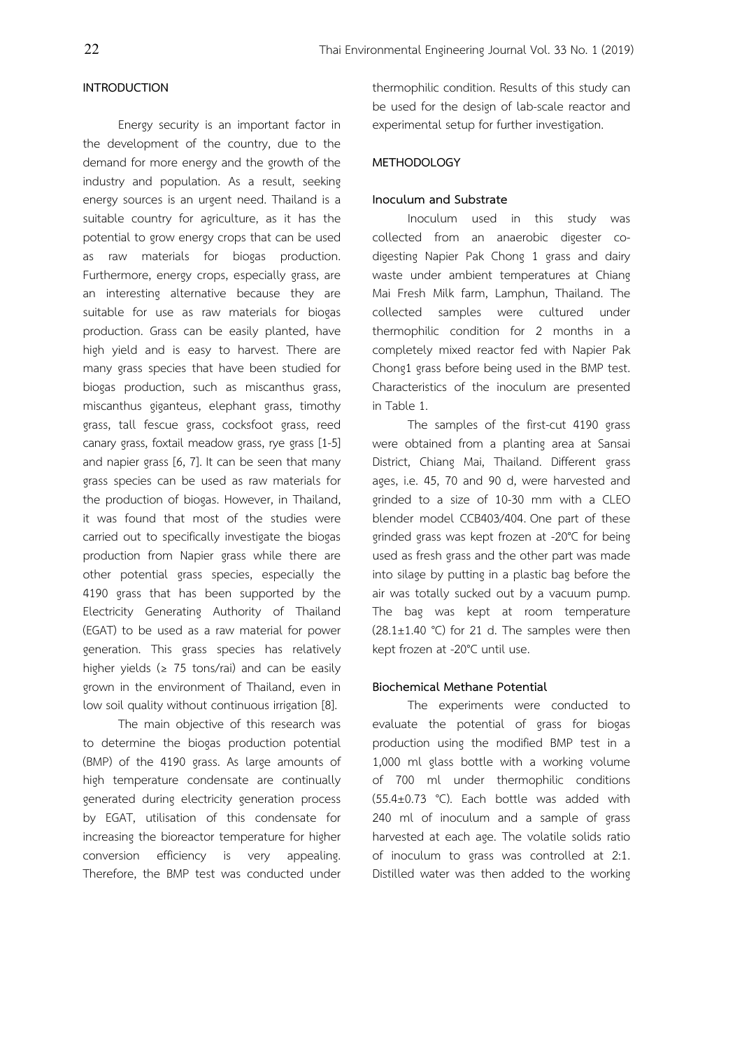## INTRODUCTION

Energy security is an important factor in the development of the country, due to the demand for more energy and the growth of the industry and population. As a result, seeking energy sources is an urgent need. Thailand is a suitable country for agriculture, as it has the potential to grow energy crops that can be used as raw materials for biogas production. Furthermore, energy crops, especially grass, are an interesting alternative because they are suitable for use as raw materials for biogas production. Grass can be easily planted, have high yield and is easy to harvest. There are many grass species that have been studied for biogas production, such as miscanthus grass, miscanthus giganteus, elephant grass, timothy grass, tall fescue grass, cocksfoot grass, reed canary grass, foxtail meadow grass, rye grass [1-5] and napier grass [6, 7]. It can be seen that many grass species can be used as raw materials for the production of biogas. However, in Thailand, it was found that most of the studies were carried out to specifically investigate the biogas production from Napier grass while there are other potential grass species, especially the 4190 grass that has been supported by the Electricity Generating Authority of Thailand (EGAT) to be used as a raw material for power generation. This grass species has relatively higher yields (≥ 75 tons/rai) and can be easily grown in the environment of Thailand, even in low soil quality without continuous irrigation [8].

The main objective of this research was to determine the biogas production potential (BMP) of the 4190 grass. As large amounts of high temperature condensate are continually generated during electricity generation process by EGAT, utilisation of this condensate for increasing the bioreactor temperature for higher conversion efficiency is very appealing. Therefore, the BMP test was conducted under thermophilic condition. Results of this study can be used for the design of lab-scale reactor and experimental setup for further investigation.

## METHODOLOGY

### Inoculum and Substrate

Inoculum used in this study was collected from an anaerobic digester co-digesting Napier Pak Chong 1 grass and dairy waste under ambient temperatures at Chiang Mai Fresh Milk farm, Lamphun, Thailand. The collected samples were cultured under thermophilic condition for 2 months in a completely mixed reactor fed with Napier Pak Chong1 grass before being used in the BMP test. Characteristics of the inoculum are presented in Table 1.

The samples of the first-cut 4190 grass were obtained from a planting area at Sansai District, Chiang Mai, Thailand. Different grass ages, i.e. 45, 70 and 90 d, were harvested and grinded to a size of 10-30 mm with a CLEO blender model CCB403/404. One part of these grinded grass was kept frozen at -20°C for being used as fresh grass and the other part was made into silage by putting in a plastic bag before the air was totally sucked out by a vacuum pump. The bag was kept at room temperature (28.1±1.40 °C) for 21 d. The samples were then kept frozen at -20°C until use.

### Biochemical Methane Potential

The experiments were conducted to evaluate the potential of grass for biogas production using the modified BMP test in a 1,000 ml glass bottle with a working volume of 700 ml under thermophilic conditions (55.4±0.73 °C). Each bottle was added with 240 ml of inoculum and a sample of grass harvested at each age. The volatile solids ratio of inoculum to grass was controlled at 2:1. Distilled water was then added to the working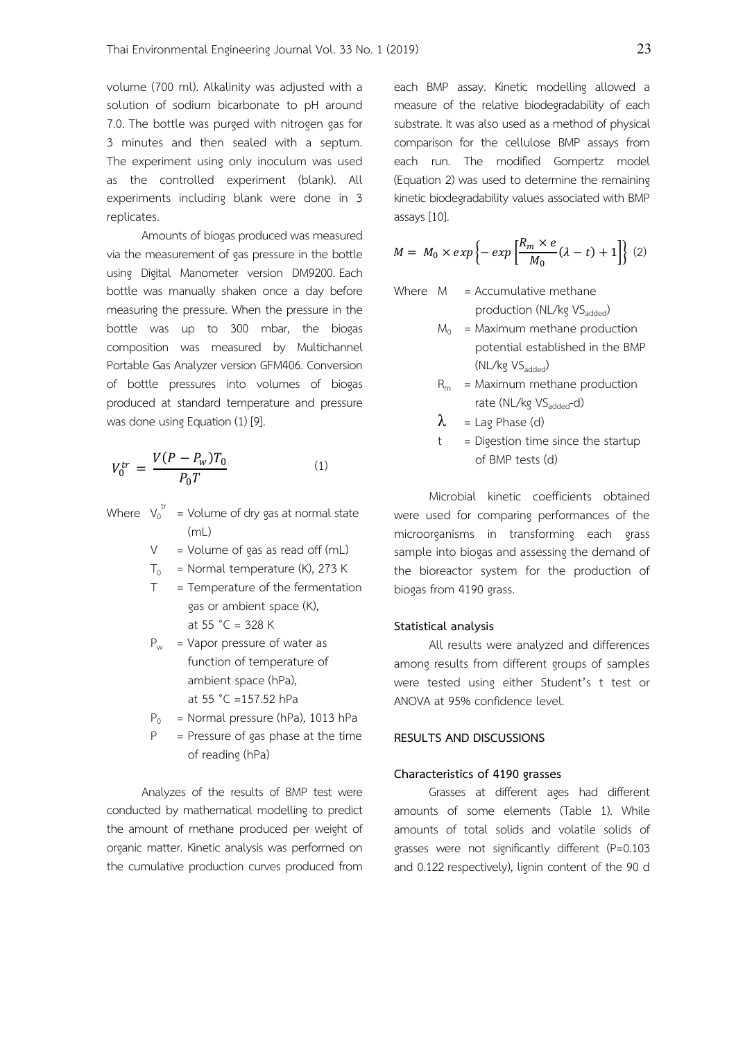volume (700 ml). Alkalinity was adjusted with a solution of sodium bicarbonate to pH around 7.0. The bottle was purged with nitrogen gas for 3 minutes and then sealed with a septum. The experiment using only inoculum was used as the controlled experiment (blank). All experiments including blank were done in 3 replicates.

Amounts of biogas produced was measured via the measurement of gas pressure in the bottle using Digital Manometer version DM9200. Each bottle was manually shaken once a day before measuring the pressure. When the pressure in the bottle was up to 300 mbar, the biogas composition was measured by Multichannel Portable Gas Analyzer version GFM406. Conversion of bottle pressures into volumes of biogas produced at standard temperature and pressure was done using Equation (1) [9].

$$V_0^{tr} = \frac{V(P - P_w)T_0}{P_0 T} \quad (1)$$

Where $V_0^{tr}$ = Volume of dry gas at normal state (mL)

$V$ = Volume of gas as read off (mL)

$T_0$ = Normal temperature (K), 273 K

$T$ = Temperature of the fermentation gas or ambient space (K), at 55 °C = 328 K

$P_w$ = Vapor pressure of water as function of temperature of ambient space (hPa), at 55 °C =157.52 hPa

$P_0$ = Normal pressure (hPa), 1013 hPa

$P$ = Pressure of gas phase at the time of reading (hPa)

Analyzes of the results of BMP test were conducted by mathematical modelling to predict the amount of methane produced per weight of organic matter. Kinetic analysis was performed on the cumulative production curves produced from each BMP assay. Kinetic modelling allowed a measure of the relative biodegradability of each substrate. It was also used as a method of physical comparison for the cellulose BMP assays from each run. The modified Gompertz model (Equation 2) was used to determine the remaining kinetic biodegradability values associated with BMP assays [10].

$$M = M_0 \times exp\left\{-exp\left[\frac{R_m \times e}{M_0}(\lambda - t) + 1\right]\right\} \quad (2)$$

Where $M$ = Accumulative methane production (NL/kg $VS_{added}$)

$M_0$ = Maximum methane production potential established in the BMP (NL/kg $VS_{added}$)

$R_m$ = Maximum methane production rate (NL/kg $VS_{added}$-d)

$\lambda$ = Lag Phase (d)

$t$ = Digestion time since the startup of BMP tests (d)

Microbial kinetic coefficients obtained were used for comparing performances of the microorganisms in transforming each grass sample into biogas and assessing the demand of the bioreactor system for the production of biogas from 4190 grass.

**Statistical analysis**

All results were analyzed and differences among results from different groups of samples were tested using either Student's t test or ANOVA at 95% confidence level.

## RESULTS AND DISCUSSIONS

**Characteristics of 4190 grasses**

Grasses at different ages had different amounts of some elements (Table 1). While amounts of total solids and volatile solids of grasses were not significantly different (P=0.103 and 0.122 respectively), lignin content of the 90 d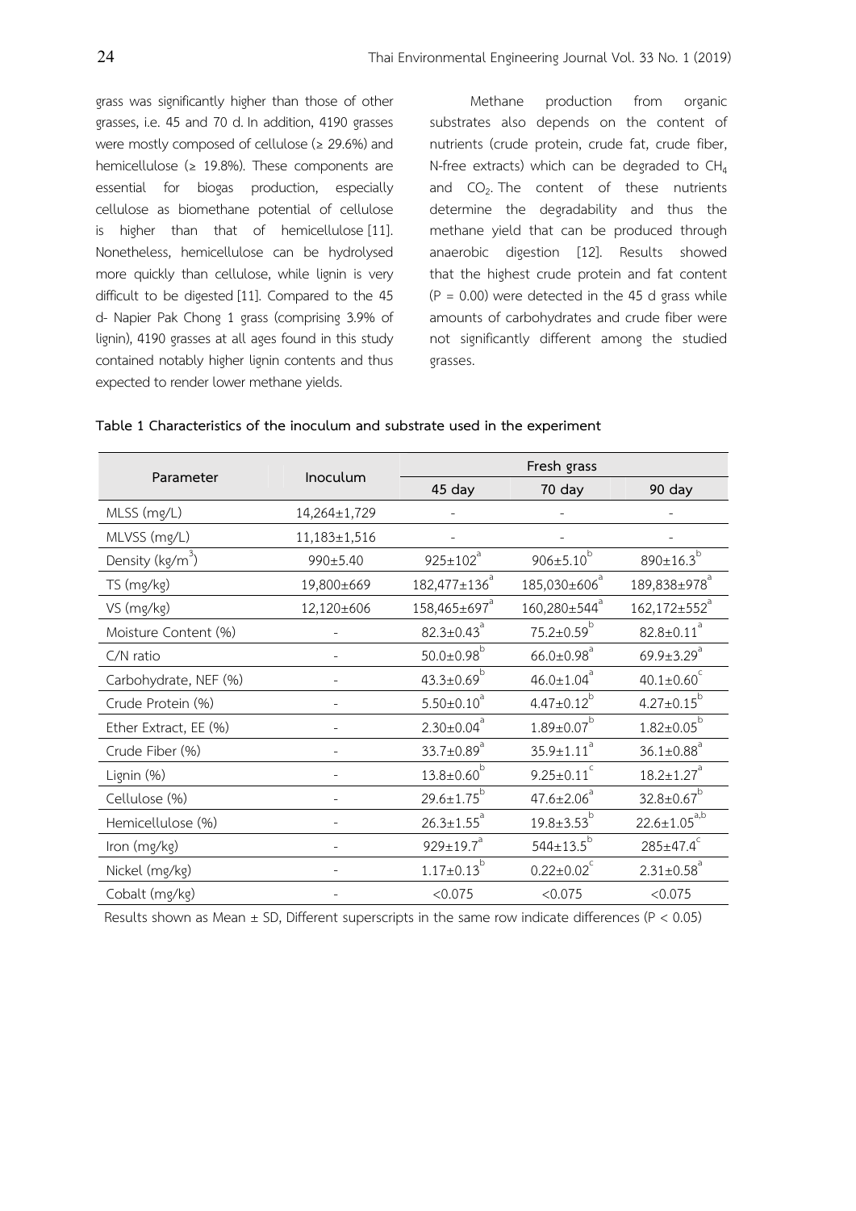grass was significantly higher than those of other grasses, i.e. 45 and 70 d. In addition, 4190 grasses were mostly composed of cellulose (≥ 29.6%) and hemicellulose (≥ 19.8%). These components are essential for biogas production, especially cellulose as biomethane potential of cellulose is higher than that of hemicellulose [11]. Nonetheless, hemicellulose can be hydrolysed more quickly than cellulose, while lignin is very difficult to be digested [11]. Compared to the 45 d- Napier Pak Chong 1 grass (comprising 3.9% of lignin), 4190 grasses at all ages found in this study contained notably higher lignin contents and thus expected to render lower methane yields.

Methane production from organic substrates also depends on the content of nutrients (crude protein, crude fat, crude fiber, N-free extracts) which can be degraded to $CH_4$ and $CO_2$. The content of these nutrients determine the degradability and thus the methane yield that can be produced through anaerobic digestion [12]. Results showed that the highest crude protein and fat content ($P = 0.00$) were detected in the 45 d grass while amounts of carbohydrates and crude fiber were not significantly different among the studied grasses.

**Table 1 Characteristics of the inoculum and substrate used in the experiment**

| Parameter | Inoculum | Fresh grass | | |
|---|---|---|---|---|
| | | 45 day | 70 day | 90 day |
| MLSS (mg/L) | 14,264±1,729 | - | - | - |
| MLVSS (mg/L) | 11,183±1,516 | - | - | - |
| Density (kg/m$^3$) | 990±5.40 | 925±102$^a$ | 906±5.10$^b$ | 890±16.3$^b$ |
| TS (mg/kg) | 19,800±669 | 182,477±136$^a$ | 185,030±606$^a$ | 189,838±978$^a$ |
| VS (mg/kg) | 12,120±606 | 158,465±697$^a$ | 160,280±544$^a$ | 162,172±552$^a$ |
| Moisture Content (%) | - | 82.3±0.43$^a$ | 75.2±0.59$^b$ | 82.8±0.11$^a$ |
| C/N ratio | - | 50.0±0.98$^b$ | 66.0±0.98$^a$ | 69.9±3.29$^a$ |
| Carbohydrate, NEF (%) | - | 43.3±0.69$^b$ | 46.0±1.04$^a$ | 40.1±0.60$^c$ |
| Crude Protein (%) | - | 5.50±0.10$^a$ | 4.47±0.12$^b$ | 4.27±0.15$^b$ |
| Ether Extract, EE (%) | - | 2.30±0.04$^a$ | 1.89±0.07$^b$ | 1.82±0.05$^b$ |
| Crude Fiber (%) | - | 33.7±0.89$^a$ | 35.9±1.11$^a$ | 36.1±0.88$^a$ |
| Lignin (%) | - | 13.8±0.60$^b$ | 9.25±0.11$^c$ | 18.2±1.27$^a$ |
| Cellulose (%) | - | 29.6±1.75$^b$ | 47.6±2.06$^a$ | 32.8±0.67$^b$ |
| Hemicellulose (%) | - | 26.3±1.55$^a$ | 19.8±3.53$^b$ | 22.6±1.05$^{a,b}$ |
| Iron (mg/kg) | - | 929±19.7$^a$ | 544±13.5$^b$ | 285±47.4$^c$ |
| Nickel (mg/kg) | - | 1.17±0.13$^b$ | 0.22±0.02$^c$ | 2.31±0.58$^a$ |
| Cobalt (mg/kg) | - | <0.075 | <0.075 | <0.075 |

Results shown as Mean ± SD, Different superscripts in the same row indicate differences ($P < 0.05$)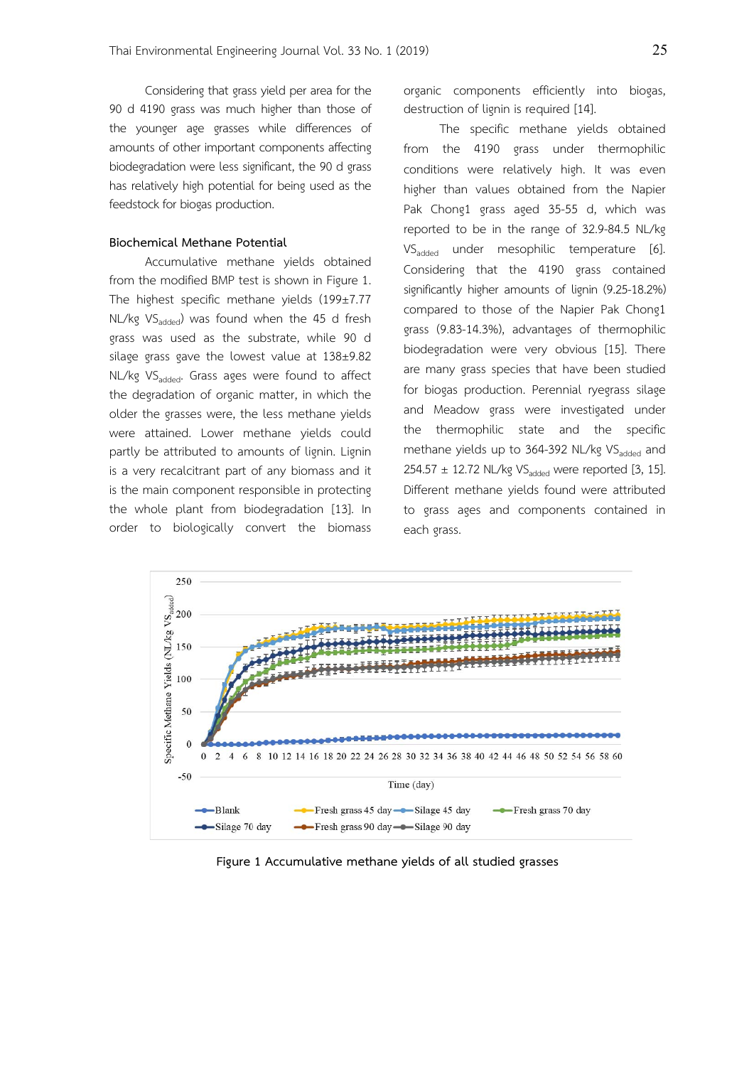Considering that grass yield per area for the 90 d 4190 grass was much higher than those of the younger age grasses while differences of amounts of other important components affecting biodegradation were less significant, the 90 d grass has relatively high potential for being used as the feedstock for biogas production.

**Biochemical Methane Potential**

Accumulative methane yields obtained from the modified BMP test is shown in Figure 1. The highest specific methane yields (199±7.77 NL/kg $VS_{added}$) was found when the 45 d fresh grass was used as the substrate, while 90 d silage grass gave the lowest value at 138±9.82 NL/kg $VS_{added}$. Grass ages were found to affect the degradation of organic matter, in which the older the grasses were, the less methane yields were attained. Lower methane yields could partly be attributed to amounts of lignin. Lignin is a very recalcitrant part of any biomass and it is the main component responsible in protecting the whole plant from biodegradation [13]. In order to biologically convert the biomass organic components efficiently into biogas, destruction of lignin is required [14].

The specific methane yields obtained from the 4190 grass under thermophilic conditions were relatively high. It was even higher than values obtained from the Napier Pak Chong1 grass aged 35-55 d, which was reported to be in the range of 32.9-84.5 NL/kg $VS_{added}$ under mesophilic temperature [6]. Considering that the 4190 grass contained significantly higher amounts of lignin (9.25-18.2%) compared to those of the Napier Pak Chong1 grass (9.83-14.3%), advantages of thermophilic biodegradation were very obvious [15]. There are many grass species that have been studied for biogas production. Perennial ryegrass silage and Meadow grass were investigated under the thermophilic state and the specific methane yields up to 364-392 NL/kg $VS_{added}$ and 254.57 ± 12.72 NL/kg $VS_{added}$ were reported [3, 15]. Different methane yields found were attributed to grass ages and components contained in each grass.

Figure 1 Accumulative methane yields of all studied grasses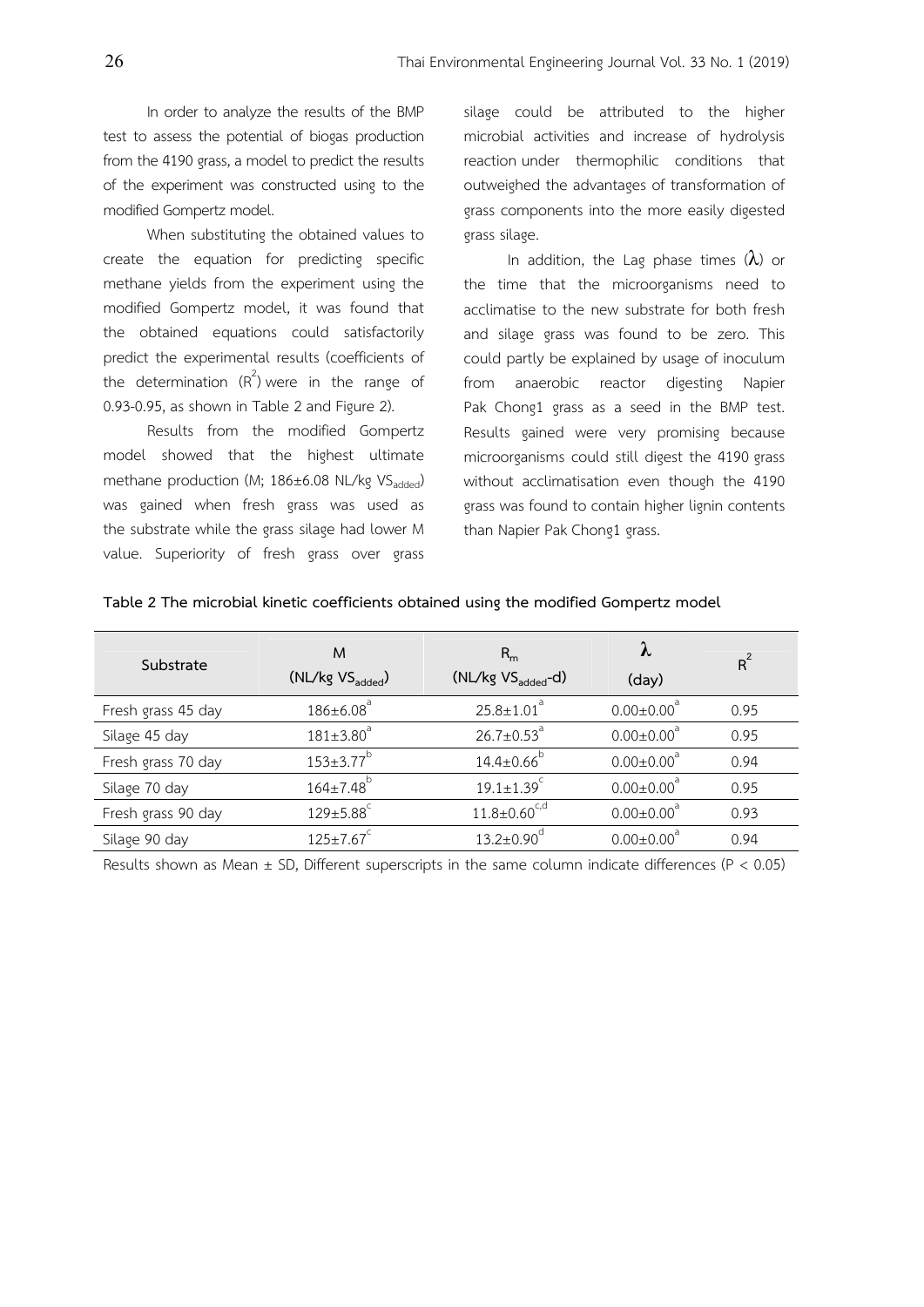In order to analyze the results of the BMP test to assess the potential of biogas production from the 4190 grass, a model to predict the results of the experiment was constructed using to the modified Gompertz model.

When substituting the obtained values to create the equation for predicting specific methane yields from the experiment using the modified Gompertz model, it was found that the obtained equations could satisfactorily predict the experimental results (coefficients of the determination ($R^2$) were in the range of 0.93-0.95, as shown in Table 2 and Figure 2).

Results from the modified Gompertz model showed that the highest ultimate methane production (M; 186±6.08 NL/kg $VS_{added}$) was gained when fresh grass was used as the substrate while the grass silage had lower M value. Superiority of fresh grass over grass silage could be attributed to the higher microbial activities and increase of hydrolysis reaction under thermophilic conditions that outweighed the advantages of transformation of grass components into the more easily digested grass silage.

In addition, the Lag phase times ($\lambda$) or the time that the microorganisms need to acclimatise to the new substrate for both fresh and silage grass was found to be zero. This could partly be explained by usage of inoculum from anaerobic reactor digesting Napier Pak Chong1 grass as a seed in the BMP test. Results gained were very promising because microorganisms could still digest the 4190 grass without acclimatisation even though the 4190 grass was found to contain higher lignin contents than Napier Pak Chong1 grass.

**Table 2 The microbial kinetic coefficients obtained using the modified Gompertz model**

| Substrate | M (NL/kg $VS_{added}$) | $R_m$ (NL/kg $VS_{added}$-d) | $\lambda$ (day) | $R^2$ |
|---|---|---|---|---|
| Fresh grass 45 day | $186±6.08^a$ | $25.8±1.01^a$ | $0.00±0.00^a$ | 0.95 |
| Silage 45 day | $181±3.80^a$ | $26.7±0.53^a$ | $0.00±0.00^a$ | 0.95 |
| Fresh grass 70 day | $153±3.77^b$ | $14.4±0.66^b$ | $0.00±0.00^a$ | 0.94 |
| Silage 70 day | $164±7.48^b$ | $19.1±1.39^c$ | $0.00±0.00^a$ | 0.95 |
| Fresh grass 90 day | $129±5.88^c$ | $11.8±0.60^{c,d}$ | $0.00±0.00^a$ | 0.93 |
| Silage 90 day | $125±7.67^c$ | $13.2±0.90^d$ | $0.00±0.00^a$ | 0.94 |

Results shown as Mean ± SD, Different superscripts in the same column indicate differences ($P < 0.05$)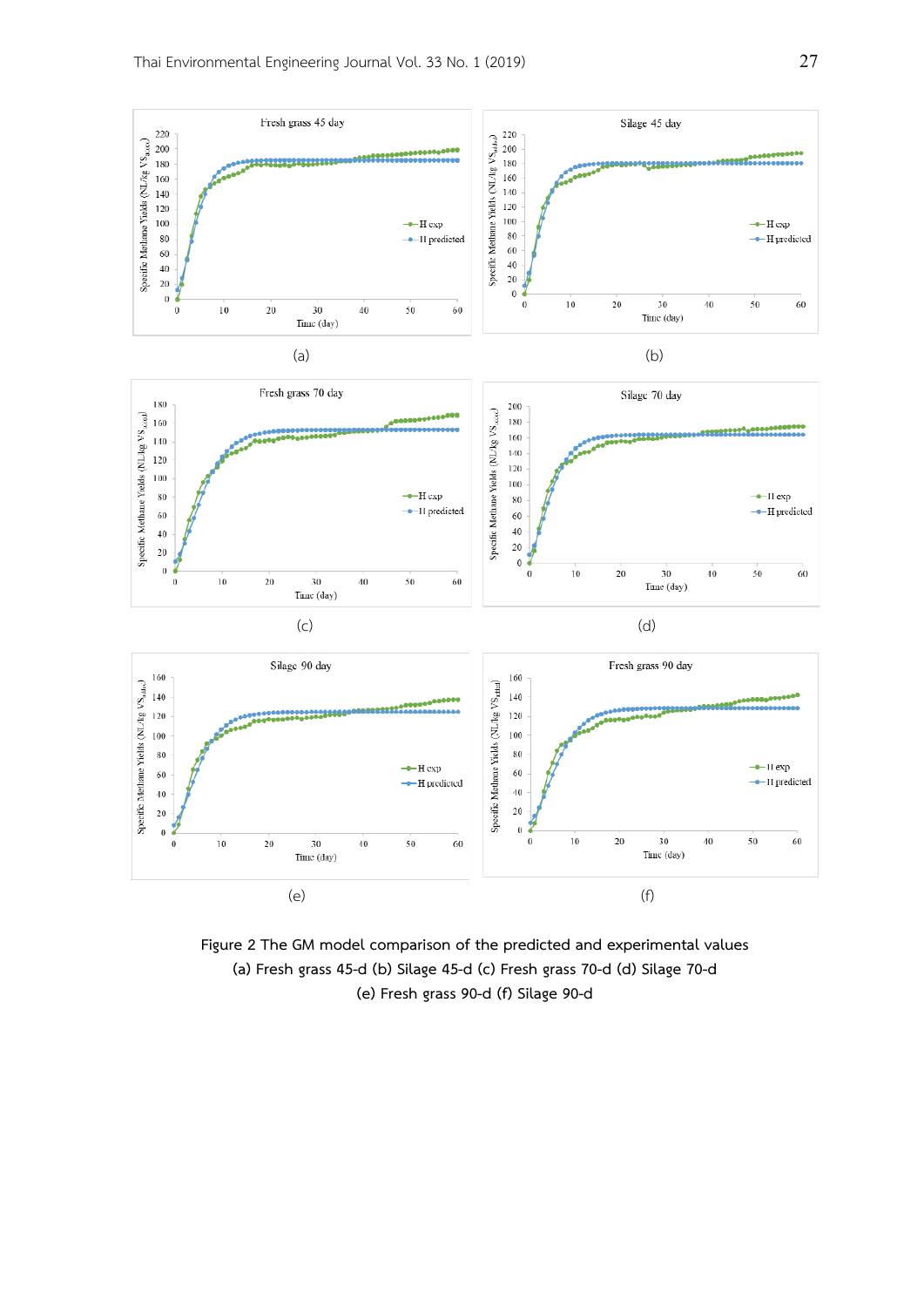Figure 2 The GM model comparison of the predicted and experimental values
(a) Fresh grass 45-d (b) Silage 45-d (c) Fresh grass 70-d (d) Silage 70-d
(e) Fresh grass 90-d (f) Silage 90-d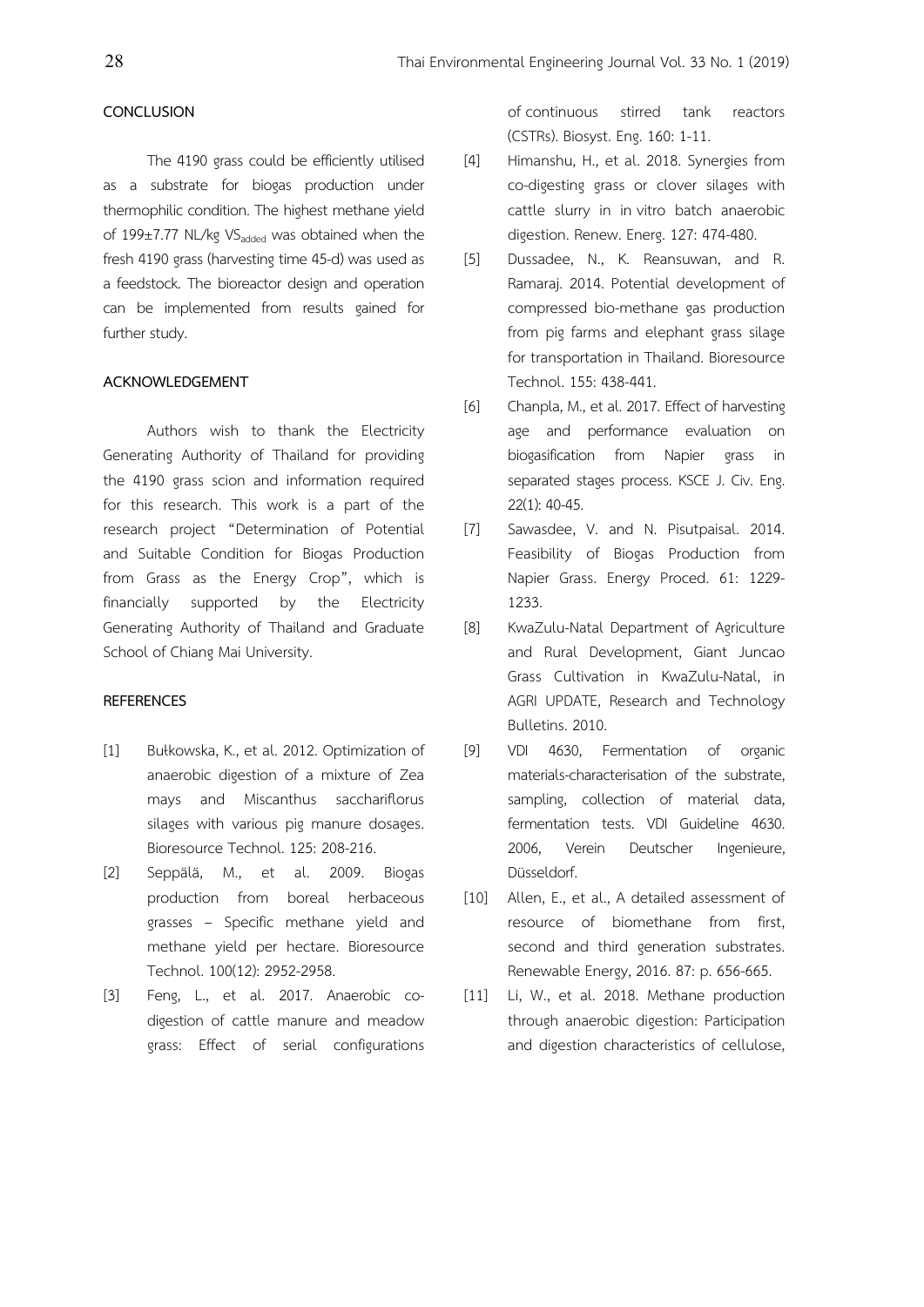## CONCLUSION

The 4190 grass could be efficiently utilised as a substrate for biogas production under thermophilic condition. The highest methane yield of 199±7.77 NL/kg $VS_{added}$ was obtained when the fresh 4190 grass (harvesting time 45-d) was used as a feedstock. The bioreactor design and operation can be implemented from results gained for further study.

## ACKNOWLEDGEMENT

Authors wish to thank the Electricity Generating Authority of Thailand for providing the 4190 grass scion and information required for this research. This work is a part of the research project "Determination of Potential and Suitable Condition for Biogas Production from Grass as the Energy Crop", which is financially supported by the Electricity Generating Authority of Thailand and Graduate School of Chiang Mai University.

## REFERENCES

[1] Bułkowska, K., et al. 2012. Optimization of anaerobic digestion of a mixture of Zea mays and Miscanthus sacchariflorus silages with various pig manure dosages. Bioresource Technol. 125: 208-216.

[2] Seppälä, M., et al. 2009. Biogas production from boreal herbaceous grasses – Specific methane yield and methane yield per hectare. Bioresource Technol. 100(12): 2952-2958.

[3] Feng, L., et al. 2017. Anaerobic co-digestion of cattle manure and meadow grass: Effect of serial configurations of continuous stirred tank reactors (CSTRs). Biosyst. Eng. 160: 1-11.

[4] Himanshu, H., et al. 2018. Synergies from co-digesting grass or clover silages with cattle slurry in in vitro batch anaerobic digestion. Renew. Energ. 127: 474-480.

[5] Dussadee, N., K. Reansuwan, and R. Ramaraj. 2014. Potential development of compressed bio-methane gas production from pig farms and elephant grass silage for transportation in Thailand. Bioresource Technol. 155: 438-441.

[6] Chanpla, M., et al. 2017. Effect of harvesting age and performance evaluation on biogasification from Napier grass in separated stages process. KSCE J. Civ. Eng. 22(1): 40-45.

[7] Sawasdee, V. and N. Pisutpaisal. 2014. Feasibility of Biogas Production from Napier Grass. Energy Proced. 61: 1229-1233.

[8] KwaZulu-Natal Department of Agriculture and Rural Development, Giant Juncao Grass Cultivation in KwaZulu-Natal, in AGRI UPDATE, Research and Technology Bulletins. 2010.

[9] VDI 4630, Fermentation of organic materials-characterisation of the substrate, sampling, collection of material data, fermentation tests. VDI Guideline 4630. 2006, Verein Deutscher Ingenieure, Düsseldorf.

[10] Allen, E., et al., A detailed assessment of resource of biomethane from first, second and third generation substrates. Renewable Energy, 2016. 87: p. 656-665.

[11] Li, W., et al. 2018. Methane production through anaerobic digestion: Participation and digestion characteristics of cellulose,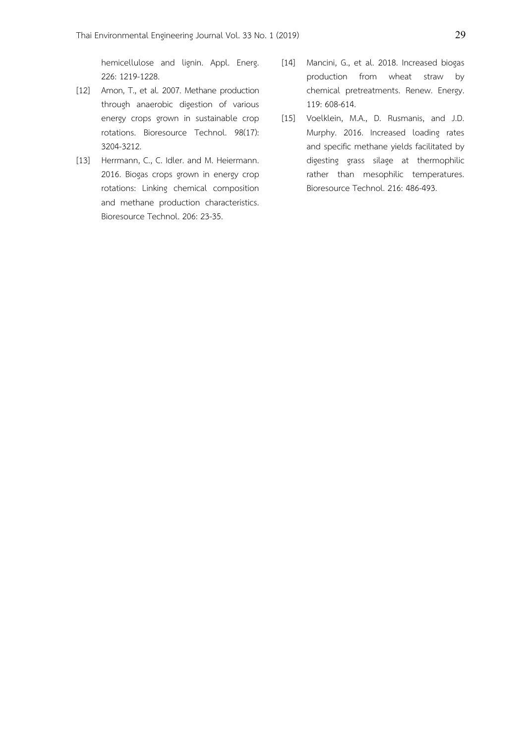hemicellulose and lignin. Appl. Energ. 226: 1219-1228.

[12] Amon, T., et al. 2007. Methane production through anaerobic digestion of various energy crops grown in sustainable crop rotations. Bioresource Technol. 98(17): 3204-3212.

[13] Herrmann, C., C. Idler. and M. Heiermann. 2016. Biogas crops grown in energy crop rotations: Linking chemical composition and methane production characteristics. Bioresource Technol. 206: 23-35.

[14] Mancini, G., et al. 2018. Increased biogas production from wheat straw by chemical pretreatments. Renew. Energy. 119: 608-614.

[15] Voelklein, M.A., D. Rusmanis, and J.D. Murphy. 2016. Increased loading rates and specific methane yields facilitated by digesting grass silage at thermophilic rather than mesophilic temperatures. Bioresource Technol. 216: 486-493.